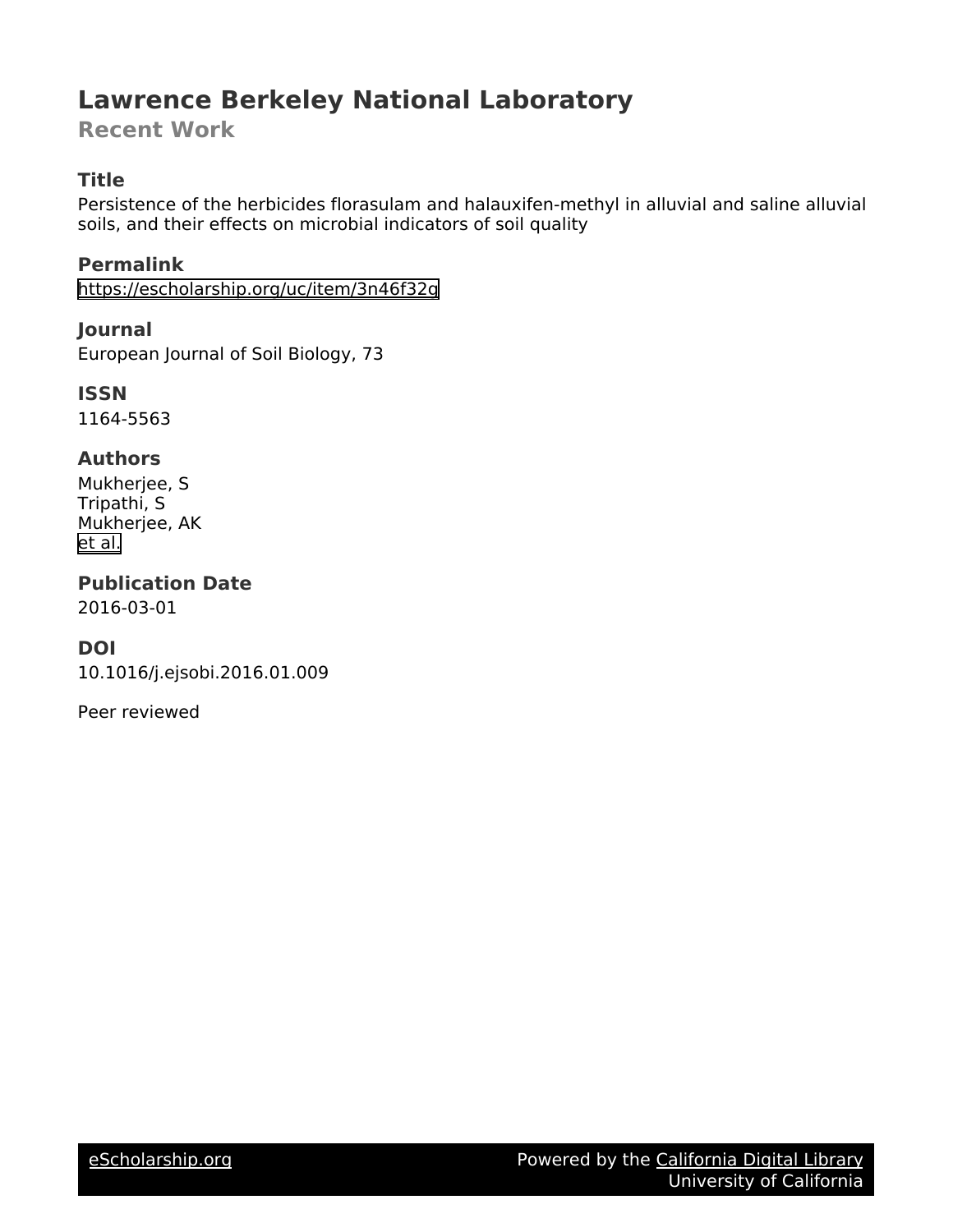# Lawrence Berkeley National Laboratory

## Recent Work

### Title

Persistence of the herbicides florasulam and halauxifen-methyl in alluvial and saline alluvial soils, and their effects on microbial indicators of soil quality

### Permalink

https://escholarship.org/uc/item/3n46f32g

### Journal

European Journal of Soil Biology, 73

### ISSN

1164-5563

### Authors

Mukherjee, S
Tripathi, S
Mukherjee, AK
et al.

### Publication Date

2016-03-01

### DOI

10.1016/j.ejsobi.2016.01.009

Peer reviewed

eScholarship.org    Powered by the California Digital Library
University of California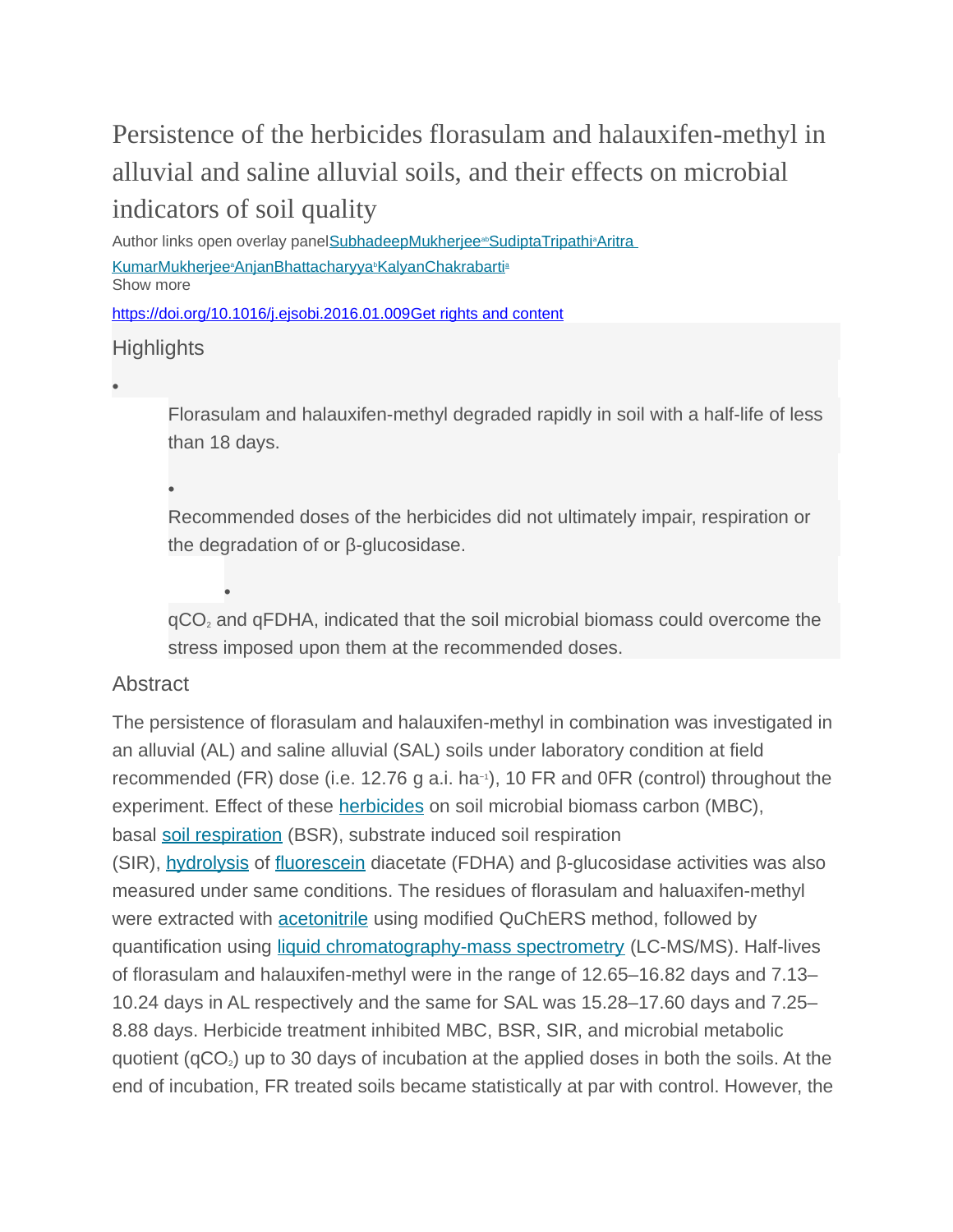# Persistence of the herbicides florasulam and halauxifen-methyl in alluvial and saline alluvial soils, and their effects on microbial indicators of soil quality

Author links open overlay panel Subhadeep Mukherjee[a,b] Sudipta Tripathi[a] Aritra Kumar Mukherjee[a] Anjan Bhattacharyya[b] Kalyan Chakrabarti[a]

Show more

https://doi.org/10.1016/j.ejsobi.2016.01.009 Get rights and content

## Highlights

- Florasulam and halauxifen-methyl degraded rapidly in soil with a half-life of less than 18 days.
- Recommended doses of the herbicides did not ultimately impair, respiration or the degradation of or β-glucosidase.
- $qCO_2$ and qFDHA, indicated that the soil microbial biomass could overcome the stress imposed upon them at the recommended doses.

## Abstract

The persistence of florasulam and halauxifen-methyl in combination was investigated in an alluvial (AL) and saline alluvial (SAL) soils under laboratory condition at field recommended (FR) dose (i.e. 12.76 g a.i. $ha^{-1}$), 10 FR and 0FR (control) throughout the experiment. Effect of these herbicides on soil microbial biomass carbon (MBC), basal soil respiration (BSR), substrate induced soil respiration (SIR), hydrolysis of fluorescein diacetate (FDHA) and β-glucosidase activities was also measured under same conditions. The residues of florasulam and haluaxifen-methyl were extracted with acetonitrile using modified QuChERS method, followed by quantification using liquid chromatography-mass spectrometry (LC-MS/MS). Half-lives of florasulam and halauxifen-methyl were in the range of 12.65–16.82 days and 7.13–10.24 days in AL respectively and the same for SAL was 15.28–17.60 days and 7.25–8.88 days. Herbicide treatment inhibited MBC, BSR, SIR, and microbial metabolic quotient ($qCO_2$) up to 30 days of incubation at the applied doses in both the soils. At the end of incubation, FR treated soils became statistically at par with control. However, the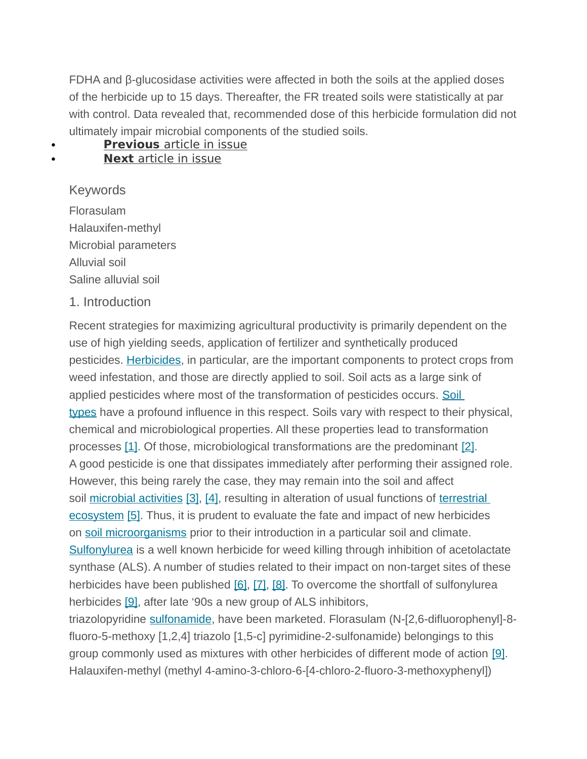FDHA and β-glucosidase activities were affected in both the soils at the applied doses of the herbicide up to 15 days. Thereafter, the FR treated soils were statistically at par with control. Data revealed that, recommended dose of this herbicide formulation did not ultimately impair microbial components of the studied soils.

- **Previous** article in issue
- **Next** article in issue

## Keywords

Florasulam

Halauxifen-methyl

Microbial parameters

Alluvial soil

Saline alluvial soil

## 1. Introduction

Recent strategies for maximizing agricultural productivity is primarily dependent on the use of high yielding seeds, application of fertilizer and synthetically produced pesticides. Herbicides, in particular, are the important components to protect crops from weed infestation, and those are directly applied to soil. Soil acts as a large sink of applied pesticides where most of the transformation of pesticides occurs. Soil types have a profound influence in this respect. Soils vary with respect to their physical, chemical and microbiological properties. All these properties lead to transformation processes [1]. Of those, microbiological transformations are the predominant [2]. A good pesticide is one that dissipates immediately after performing their assigned role. However, this being rarely the case, they may remain into the soil and affect soil microbial activities [3], [4], resulting in alteration of usual functions of terrestrial ecosystem [5]. Thus, it is prudent to evaluate the fate and impact of new herbicides on soil microorganisms prior to their introduction in a particular soil and climate. Sulfonylurea is a well known herbicide for weed killing through inhibition of acetolactate synthase (ALS). A number of studies related to their impact on non-target sites of these herbicides have been published [6], [7], [8]. To overcome the shortfall of sulfonylurea herbicides [9], after late '90s a new group of ALS inhibitors, triazolopyridine sulfonamide, have been marketed. Florasulam (N-[2,6-difluorophenyl]-8-fluoro-5-methoxy [1,2,4] triazolo [1,5-c] pyrimidine-2-sulfonamide) belongings to this group commonly used as mixtures with other herbicides of different mode of action [9]. Halauxifen-methyl (methyl 4-amino-3-chloro-6-[4-chloro-2-fluoro-3-methoxyphenyl])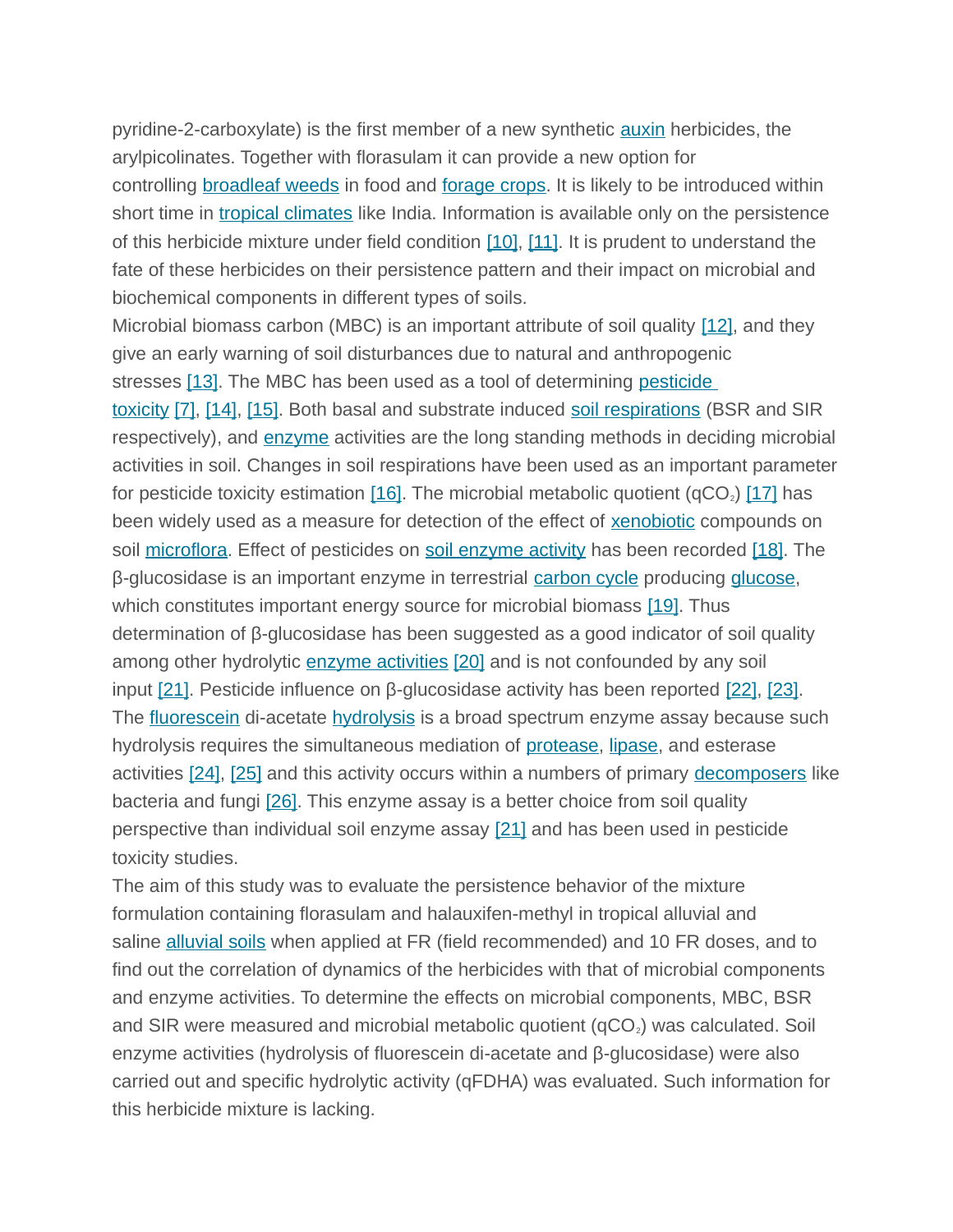pyridine-2-carboxylate) is the first member of a new synthetic auxin herbicides, the arylpicolinates. Together with florasulam it can provide a new option for controlling broadleaf weeds in food and forage crops. It is likely to be introduced within short time in tropical climates like India. Information is available only on the persistence of this herbicide mixture under field condition [10], [11]. It is prudent to understand the fate of these herbicides on their persistence pattern and their impact on microbial and biochemical components in different types of soils.

Microbial biomass carbon (MBC) is an important attribute of soil quality [12], and they give an early warning of soil disturbances due to natural and anthropogenic stresses [13]. The MBC has been used as a tool of determining pesticide toxicity [7], [14], [15]. Both basal and substrate induced soil respirations (BSR and SIR respectively), and enzyme activities are the long standing methods in deciding microbial activities in soil. Changes in soil respirations have been used as an important parameter for pesticide toxicity estimation [16]. The microbial metabolic quotient ($qCO_2$) [17] has been widely used as a measure for detection of the effect of xenobiotic compounds on soil microflora. Effect of pesticides on soil enzyme activity has been recorded [18]. The β-glucosidase is an important enzyme in terrestrial carbon cycle producing glucose, which constitutes important energy source for microbial biomass [19]. Thus determination of β-glucosidase has been suggested as a good indicator of soil quality among other hydrolytic enzyme activities [20] and is not confounded by any soil input [21]. Pesticide influence on β-glucosidase activity has been reported [22], [23]. The fluorescein di-acetate hydrolysis is a broad spectrum enzyme assay because such hydrolysis requires the simultaneous mediation of protease, lipase, and esterase activities [24], [25] and this activity occurs within a numbers of primary decomposers like bacteria and fungi [26]. This enzyme assay is a better choice from soil quality perspective than individual soil enzyme assay [21] and has been used in pesticide toxicity studies.

The aim of this study was to evaluate the persistence behavior of the mixture formulation containing florasulam and halauxifen-methyl in tropical alluvial and saline alluvial soils when applied at FR (field recommended) and 10 FR doses, and to find out the correlation of dynamics of the herbicides with that of microbial components and enzyme activities. To determine the effects on microbial components, MBC, BSR and SIR were measured and microbial metabolic quotient ($qCO_2$) was calculated. Soil enzyme activities (hydrolysis of fluorescein di-acetate and β-glucosidase) were also carried out and specific hydrolytic activity (qFDHA) was evaluated. Such information for this herbicide mixture is lacking.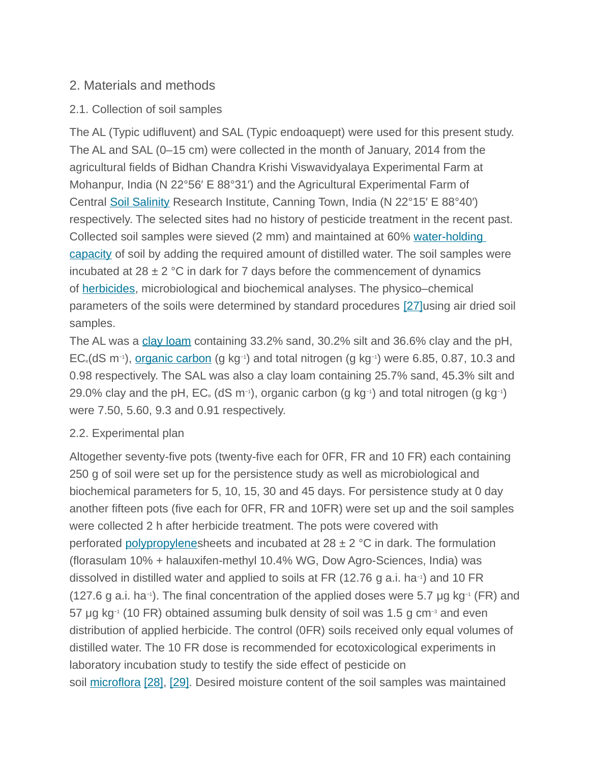## 2. Materials and methods

### 2.1. Collection of soil samples

The AL (Typic udifluvent) and SAL (Typic endoaquept) were used for this present study. The AL and SAL (0–15 cm) were collected in the month of January, 2014 from the agricultural fields of Bidhan Chandra Krishi Viswavidyalaya Experimental Farm at Mohanpur, India (N 22°56′ E 88°31′) and the Agricultural Experimental Farm of Central Soil Salinity Research Institute, Canning Town, India (N 22°15′ E 88°40′) respectively. The selected sites had no history of pesticide treatment in the recent past. Collected soil samples were sieved (2 mm) and maintained at 60% water-holding capacity of soil by adding the required amount of distilled water. The soil samples were incubated at 28 ± 2 °C in dark for 7 days before the commencement of dynamics of herbicides, microbiological and biochemical analyses. The physico–chemical parameters of the soils were determined by standard procedures [27]using air dried soil samples.

The AL was a clay loam containing 33.2% sand, 30.2% silt and 36.6% clay and the pH, $EC_e$(dS $m^{-1}$), organic carbon (g $kg^{-1}$) and total nitrogen (g $kg^{-1}$) were 6.85, 0.87, 10.3 and 0.98 respectively. The SAL was also a clay loam containing 25.7% sand, 45.3% silt and 29.0% clay and the pH, $EC_e$ (dS $m^{-1}$), organic carbon (g $kg^{-1}$) and total nitrogen (g $kg^{-1}$) were 7.50, 5.60, 9.3 and 0.91 respectively.

### 2.2. Experimental plan

Altogether seventy-five pots (twenty-five each for 0FR, FR and 10 FR) each containing 250 g of soil were set up for the persistence study as well as microbiological and biochemical parameters for 5, 10, 15, 30 and 45 days. For persistence study at 0 day another fifteen pots (five each for 0FR, FR and 10FR) were set up and the soil samples were collected 2 h after herbicide treatment. The pots were covered with perforated polypropylenesheets and incubated at 28 ± 2 °C in dark. The formulation (florasulam 10% + halauxifen-methyl 10.4% WG, Dow Agro-Sciences, India) was dissolved in distilled water and applied to soils at FR (12.76 g a.i. $ha^{-1}$) and 10 FR (127.6 g a.i. $ha^{-1}$). The final concentration of the applied doses were 5.7 μg $kg^{-1}$ (FR) and 57 μg $kg^{-1}$ (10 FR) obtained assuming bulk density of soil was 1.5 g $cm^{-3}$ and even distribution of applied herbicide. The control (0FR) soils received only equal volumes of distilled water. The 10 FR dose is recommended for ecotoxicological experiments in laboratory incubation study to testify the side effect of pesticide on soil microflora [28], [29]. Desired moisture content of the soil samples was maintained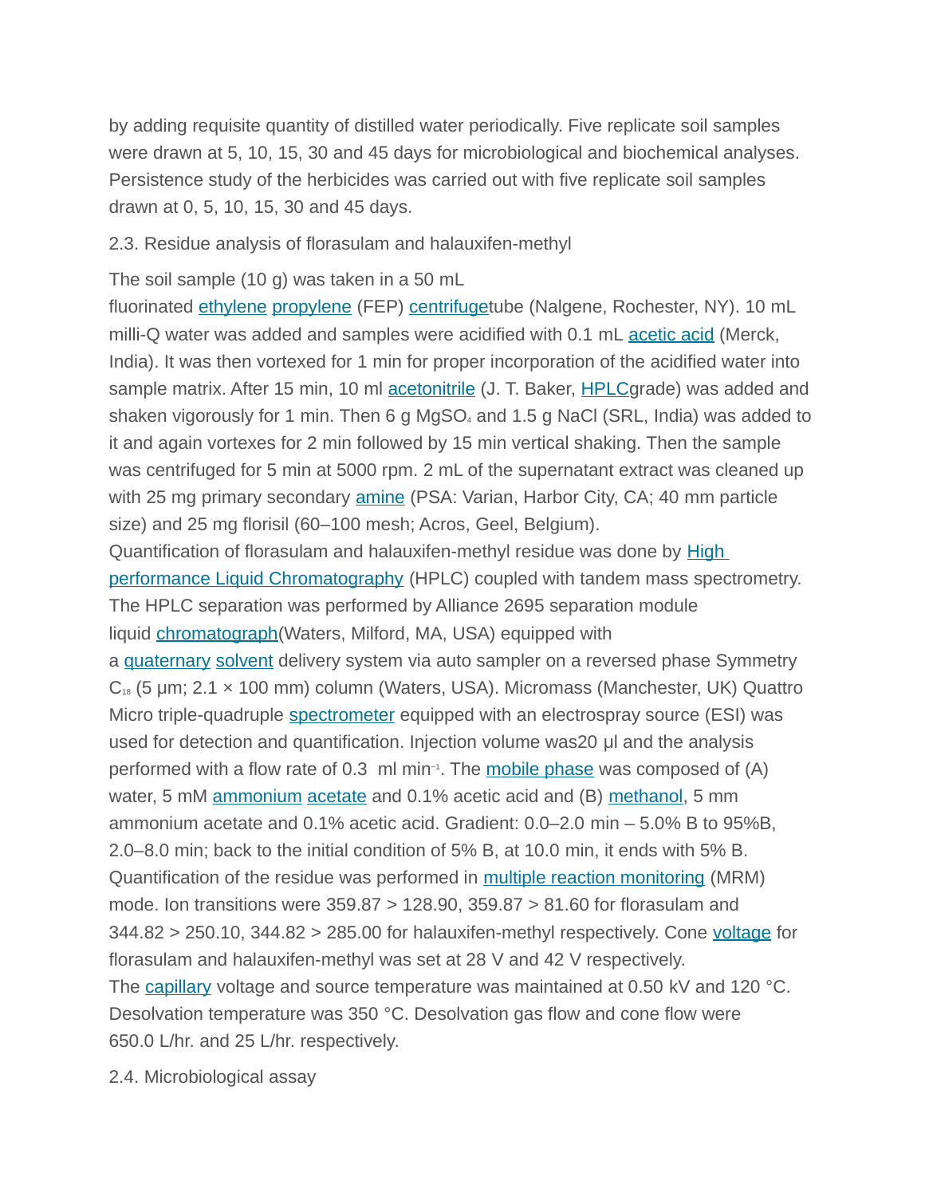by adding requisite quantity of distilled water periodically. Five replicate soil samples were drawn at 5, 10, 15, 30 and 45 days for microbiological and biochemical analyses. Persistence study of the herbicides was carried out with five replicate soil samples drawn at 0, 5, 10, 15, 30 and 45 days.

## 2.3. Residue analysis of florasulam and halauxifen-methyl

The soil sample (10 g) was taken in a 50 mL fluorinated ethylene propylene (FEP) centrifugetube (Nalgene, Rochester, NY). 10 mL milli-Q water was added and samples were acidified with 0.1 mL acetic acid (Merck, India). It was then vortexed for 1 min for proper incorporation of the acidified water into sample matrix. After 15 min, 10 ml acetonitrile (J. T. Baker, HPLCgrade) was added and shaken vigorously for 1 min. Then 6 g $MgSO_4$ and 1.5 g NaCl (SRL, India) was added to it and again vortexes for 2 min followed by 15 min vertical shaking. Then the sample was centrifuged for 5 min at 5000 rpm. 2 mL of the supernatant extract was cleaned up with 25 mg primary secondary amine (PSA: Varian, Harbor City, CA; 40 mm particle size) and 25 mg florisil (60–100 mesh; Acros, Geel, Belgium).
Quantification of florasulam and halauxifen-methyl residue was done by High performance Liquid Chromatography (HPLC) coupled with tandem mass spectrometry. The HPLC separation was performed by Alliance 2695 separation module liquid chromatograph(Waters, Milford, MA, USA) equipped with a quaternary solvent delivery system via auto sampler on a reversed phase Symmetry $C_{18}$ (5 µm; 2.1 × 100 mm) column (Waters, USA). Micromass (Manchester, UK) Quattro Micro triple-quadruple spectrometer equipped with an electrospray source (ESI) was used for detection and quantification. Injection volume was20 µl and the analysis performed with a flow rate of 0.3 ml $min^{-1}$. The mobile phase was composed of (A) water, 5 mM ammonium acetate and 0.1% acetic acid and (B) methanol, 5 mm ammonium acetate and 0.1% acetic acid. Gradient: 0.0–2.0 min – 5.0% B to 95%B, 2.0–8.0 min; back to the initial condition of 5% B, at 10.0 min, it ends with 5% B. Quantification of the residue was performed in multiple reaction monitoring (MRM) mode. Ion transitions were 359.87 > 128.90, 359.87 > 81.60 for florasulam and 344.82 > 250.10, 344.82 > 285.00 for halauxifen-methyl respectively. Cone voltage for florasulam and halauxifen-methyl was set at 28 V and 42 V respectively.
The capillary voltage and source temperature was maintained at 0.50 kV and 120 °C. Desolvation temperature was 350 °C. Desolvation gas flow and cone flow were 650.0 L/hr. and 25 L/hr. respectively.

## 2.4. Microbiological assay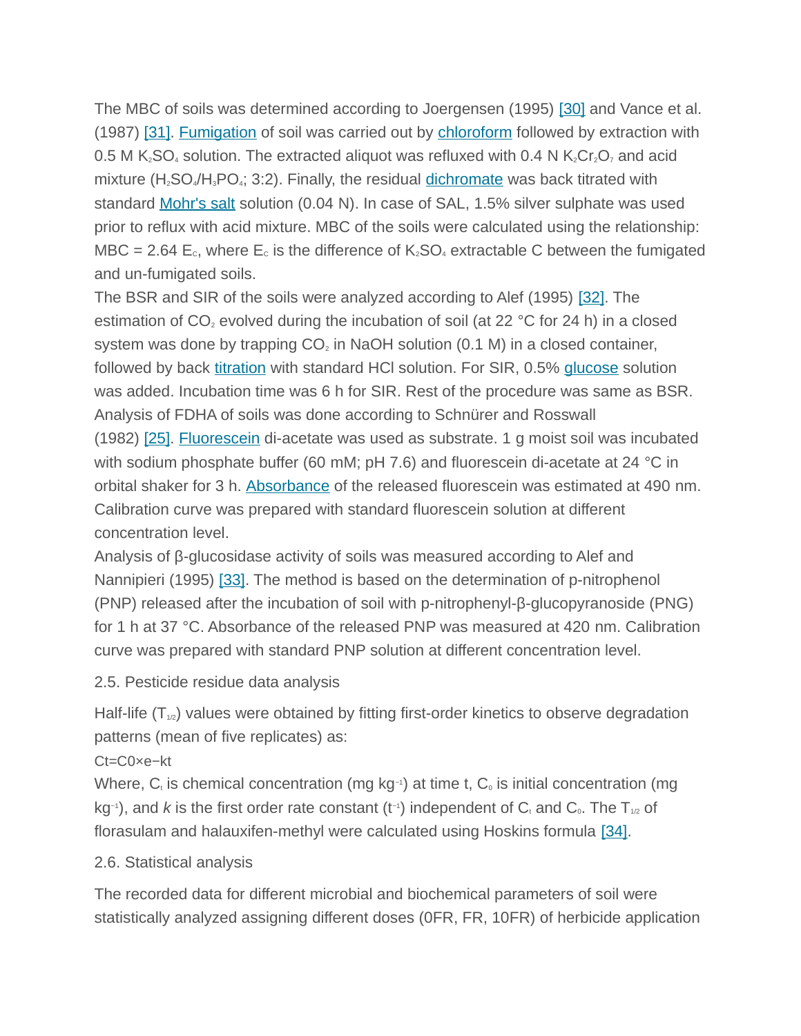The MBC of soils was determined according to Joergensen (1995) [30] and Vance et al. (1987) [31]. Fumigation of soil was carried out by chloroform followed by extraction with 0.5 M $K_2SO_4$ solution. The extracted aliquot was refluxed with 0.4 N $K_2Cr_2O_7$ and acid mixture ($H_2SO_4$/$H_3PO_4$; 3:2). Finally, the residual dichromate was back titrated with standard Mohr's salt solution (0.04 N). In case of SAL, 1.5% silver sulphate was used prior to reflux with acid mixture. MBC of the soils were calculated using the relationship: MBC = 2.64 $E_C$, where $E_C$ is the difference of $K_2SO_4$ extractable C between the fumigated and un-fumigated soils.

The BSR and SIR of the soils were analyzed according to Alef (1995) [32]. The estimation of $CO_2$ evolved during the incubation of soil (at 22 °C for 24 h) in a closed system was done by trapping $CO_2$ in NaOH solution (0.1 M) in a closed container, followed by back titration with standard HCl solution. For SIR, 0.5% glucose solution was added. Incubation time was 6 h for SIR. Rest of the procedure was same as BSR.

Analysis of FDHA of soils was done according to Schnürer and Rosswall (1982) [25]. Fluorescein di-acetate was used as substrate. 1 g moist soil was incubated with sodium phosphate buffer (60 mM; pH 7.6) and fluorescein di-acetate at 24 °C in orbital shaker for 3 h. Absorbance of the released fluorescein was estimated at 490 nm. Calibration curve was prepared with standard fluorescein solution at different concentration level.

Analysis of β-glucosidase activity of soils was measured according to Alef and Nannipieri (1995) [33]. The method is based on the determination of p-nitrophenol (PNP) released after the incubation of soil with p-nitrophenyl-β-glucopyranoside (PNG) for 1 h at 37 °C. Absorbance of the released PNP was measured at 420 nm. Calibration curve was prepared with standard PNP solution at different concentration level.

## 2.5. Pesticide residue data analysis

Half-life ($T_{1/2}$) values were obtained by fitting first-order kinetics to observe degradation patterns (mean of five replicates) as:

$$C_t = C_0 \times e^{-kt}$$

Where, $C_t$ is chemical concentration (mg $kg^{-1}$) at time t, $C_0$ is initial concentration (mg $kg^{-1}$), and $k$ is the first order rate constant ($t^{-1}$) independent of $C_t$ and $C_0$. The $T_{1/2}$ of florasulam and halauxifen-methyl were calculated using Hoskins formula [34].

## 2.6. Statistical analysis

The recorded data for different microbial and biochemical parameters of soil were statistically analyzed assigning different doses (0FR, FR, 10FR) of herbicide application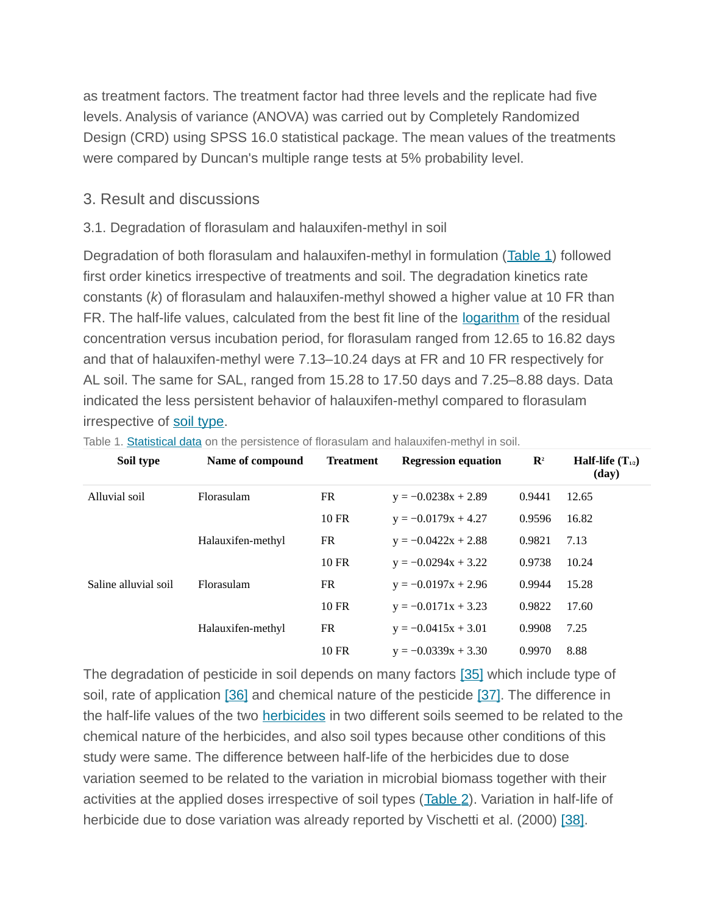as treatment factors. The treatment factor had three levels and the replicate had five levels. Analysis of variance (ANOVA) was carried out by Completely Randomized Design (CRD) using SPSS 16.0 statistical package. The mean values of the treatments were compared by Duncan's multiple range tests at 5% probability level.

## 3. Result and discussions

### 3.1. Degradation of florasulam and halauxifen-methyl in soil

Degradation of both florasulam and halauxifen-methyl in formulation (Table 1) followed first order kinetics irrespective of treatments and soil. The degradation kinetics rate constants (*k*) of florasulam and halauxifen-methyl showed a higher value at 10 FR than FR. The half-life values, calculated from the best fit line of the logarithm of the residual concentration versus incubation period, for florasulam ranged from 12.65 to 16.82 days and that of halauxifen-methyl were 7.13–10.24 days at FR and 10 FR respectively for AL soil. The same for SAL, ranged from 15.28 to 17.50 days and 7.25–8.88 days. Data indicated the less persistent behavior of halauxifen-methyl compared to florasulam irrespective of soil type.

Table 1. Statistical data on the persistence of florasulam and halauxifen-methyl in soil.

| Soil type | Name of compound | Treatment | Regression equation | $R^2$ | Half-life ($T_{1/2}$) (day) |
|---|---|---|---|---|---|
| Alluvial soil | Florasulam | FR | $y = -0.0238x + 2.89$ | 0.9441 | 12.65 |
| | | 10 FR | $y = -0.0179x + 4.27$ | 0.9596 | 16.82 |
| | Halauxifen-methyl | FR | $y = -0.0422x + 2.88$ | 0.9821 | 7.13 |
| | | 10 FR | $y = -0.0294x + 3.22$ | 0.9738 | 10.24 |
| Saline alluvial soil | Florasulam | FR | $y = -0.0197x + 2.96$ | 0.9944 | 15.28 |
| | | 10 FR | $y = -0.0171x + 3.23$ | 0.9822 | 17.60 |
| | Halauxifen-methyl | FR | $y = -0.0415x + 3.01$ | 0.9908 | 7.25 |
| | | 10 FR | $y = -0.0339x + 3.30$ | 0.9970 | 8.88 |

The degradation of pesticide in soil depends on many factors [35] which include type of soil, rate of application [36] and chemical nature of the pesticide [37]. The difference in the half-life values of the two herbicides in two different soils seemed to be related to the chemical nature of the herbicides, and also soil types because other conditions of this study were same. The difference between half-life of the herbicides due to dose variation seemed to be related to the variation in microbial biomass together with their activities at the applied doses irrespective of soil types (Table 2). Variation in half-life of herbicide due to dose variation was already reported by Vischetti et al. (2000) [38].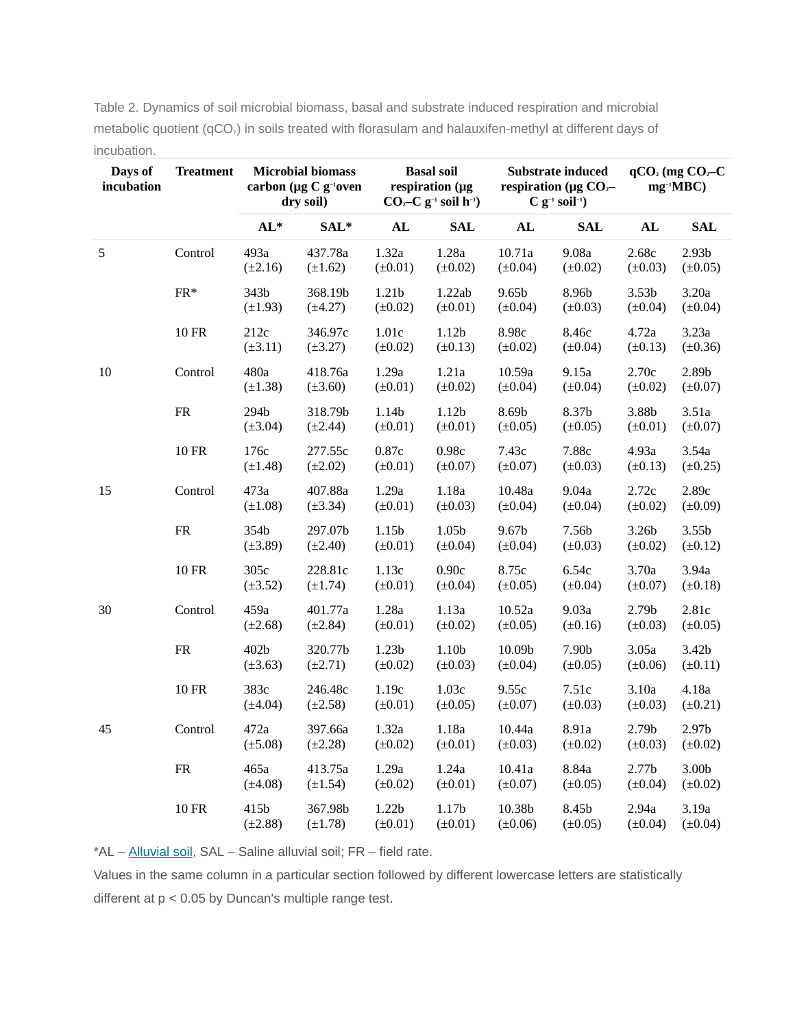Table 2. Dynamics of soil microbial biomass, basal and substrate induced respiration and microbial metabolic quotient ($qCO_2$) in soils treated with florasulam and halauxifen-methyl at different days of incubation.

| Days of incubation | Treatment | Microbial biomass carbon (μg C $g^{-1}$ oven dry soil) | | Basal soil respiration (μg $CO_2$–C $g^{-1}$ soil $h^{-1}$) | | Substrate induced respiration (μg $CO_2$–C $g^{-1}$ soil$^{-1}$) | | $qCO_2$ (mg $CO_2$–C $mg^{-1}$MBC) | |
|---|---|---|---|---|---|---|---|---|---|
| | | AL* | SAL* | AL | SAL | AL | SAL | AL | SAL |
| 5 | Control | 493a (±2.16) | 437.78a (±1.62) | 1.32a (±0.01) | 1.28a (±0.02) | 10.71a (±0.04) | 9.08a (±0.02) | 2.68c (±0.03) | 2.93b (±0.05) |
| | FR* | 343b (±1.93) | 368.19b (±4.27) | 1.21b (±0.02) | 1.22ab (±0.01) | 9.65b (±0.04) | 8.96b (±0.03) | 3.53b (±0.04) | 3.20a (±0.04) |
| | 10 FR | 212c (±3.11) | 346.97c (±3.27) | 1.01c (±0.02) | 1.12b (±0.13) | 8.98c (±0.02) | 8.46c (±0.04) | 4.72a (±0.13) | 3.23a (±0.36) |
| 10 | Control | 480a (±1.38) | 418.76a (±3.60) | 1.29a (±0.01) | 1.21a (±0.02) | 10.59a (±0.04) | 9.15a (±0.04) | 2.70c (±0.02) | 2.89b (±0.07) |
| | FR | 294b (±3.04) | 318.79b (±2.44) | 1.14b (±0.01) | 1.12b (±0.01) | 8.69b (±0.05) | 8.37b (±0.05) | 3.88b (±0.01) | 3.51a (±0.07) |
| | 10 FR | 176c (±1.48) | 277.55c (±2.02) | 0.87c (±0.01) | 0.98c (±0.07) | 7.43c (±0.07) | 7.88c (±0.03) | 4.93a (±0.13) | 3.54a (±0.25) |
| 15 | Control | 473a (±1.08) | 407.88a (±3.34) | 1.29a (±0.01) | 1.18a (±0.03) | 10.48a (±0.04) | 9.04a (±0.04) | 2.72c (±0.02) | 2.89c (±0.09) |
| | FR | 354b (±3.89) | 297.07b (±2.40) | 1.15b (±0.01) | 1.05b (±0.04) | 9.67b (±0.04) | 7.56b (±0.03) | 3.26b (±0.02) | 3.55b (±0.12) |
| | 10 FR | 305c (±3.52) | 228.81c (±1.74) | 1.13c (±0.01) | 0.90c (±0.04) | 8.75c (±0.05) | 6.54c (±0.04) | 3.70a (±0.07) | 3.94a (±0.18) |
| 30 | Control | 459a (±2.68) | 401.77a (±2.84) | 1.28a (±0.01) | 1.13a (±0.02) | 10.52a (±0.05) | 9.03a (±0.16) | 2.79b (±0.03) | 2.81c (±0.05) |
| | FR | 402b (±3.63) | 320.77b (±2.71) | 1.23b (±0.02) | 1.10b (±0.03) | 10.09b (±0.04) | 7.90b (±0.05) | 3.05a (±0.06) | 3.42b (±0.11) |
| | 10 FR | 383c (±4.04) | 246.48c (±2.58) | 1.19c (±0.01) | 1.03c (±0.05) | 9.55c (±0.07) | 7.51c (±0.03) | 3.10a (±0.03) | 4.18a (±0.21) |
| 45 | Control | 472a (±5.08) | 397.66a (±2.28) | 1.32a (±0.02) | 1.18a (±0.01) | 10.44a (±0.03) | 8.91a (±0.02) | 2.79b (±0.03) | 2.97b (±0.02) |
| | FR | 465a (±4.08) | 413.75a (±1.54) | 1.29a (±0.02) | 1.24a (±0.01) | 10.41a (±0.07) | 8.84a (±0.05) | 2.77b (±0.04) | 3.00b (±0.02) |
| | 10 FR | 415b (±2.88) | 367.98b (±1.78) | 1.22b (±0.01) | 1.17b (±0.01) | 10.38b (±0.06) | 8.45b (±0.05) | 2.94a (±0.04) | 3.19a (±0.04) |

*AL – Alluvial soil, SAL – Saline alluvial soil; FR – field rate.

Values in the same column in a particular section followed by different lowercase letters are statistically different at $p < 0.05$ by Duncan's multiple range test.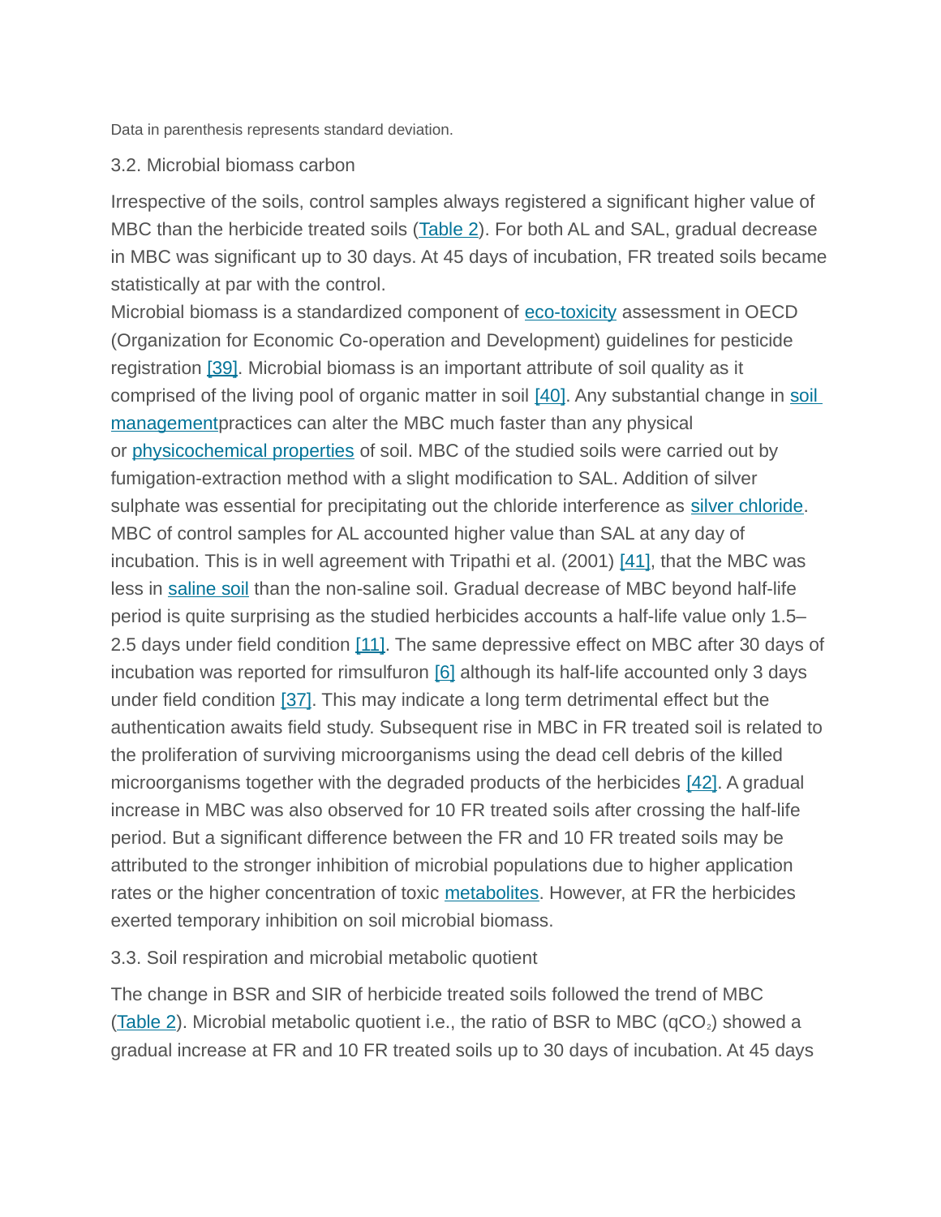Data in parenthesis represents standard deviation.

### 3.2. Microbial biomass carbon

Irrespective of the soils, control samples always registered a significant higher value of MBC than the herbicide treated soils (Table 2). For both AL and SAL, gradual decrease in MBC was significant up to 30 days. At 45 days of incubation, FR treated soils became statistically at par with the control.
Microbial biomass is a standardized component of eco-toxicity assessment in OECD (Organization for Economic Co-operation and Development) guidelines for pesticide registration [39]. Microbial biomass is an important attribute of soil quality as it comprised of the living pool of organic matter in soil [40]. Any substantial change in soil managementpractices can alter the MBC much faster than any physical or physicochemical properties of soil. MBC of the studied soils were carried out by fumigation-extraction method with a slight modification to SAL. Addition of silver sulphate was essential for precipitating out the chloride interference as silver chloride. MBC of control samples for AL accounted higher value than SAL at any day of incubation. This is in well agreement with Tripathi et al. (2001) [41], that the MBC was less in saline soil than the non-saline soil. Gradual decrease of MBC beyond half-life period is quite surprising as the studied herbicides accounts a half-life value only 1.5–2.5 days under field condition [11]. The same depressive effect on MBC after 30 days of incubation was reported for rimsulfuron [6] although its half-life accounted only 3 days under field condition [37]. This may indicate a long term detrimental effect but the authentication awaits field study. Subsequent rise in MBC in FR treated soil is related to the proliferation of surviving microorganisms using the dead cell debris of the killed microorganisms together with the degraded products of the herbicides [42]. A gradual increase in MBC was also observed for 10 FR treated soils after crossing the half-life period. But a significant difference between the FR and 10 FR treated soils may be attributed to the stronger inhibition of microbial populations due to higher application rates or the higher concentration of toxic metabolites. However, at FR the herbicides exerted temporary inhibition on soil microbial biomass.

### 3.3. Soil respiration and microbial metabolic quotient

The change in BSR and SIR of herbicide treated soils followed the trend of MBC (Table 2). Microbial metabolic quotient i.e., the ratio of BSR to MBC ($qCO_2$) showed a gradual increase at FR and 10 FR treated soils up to 30 days of incubation. At 45 days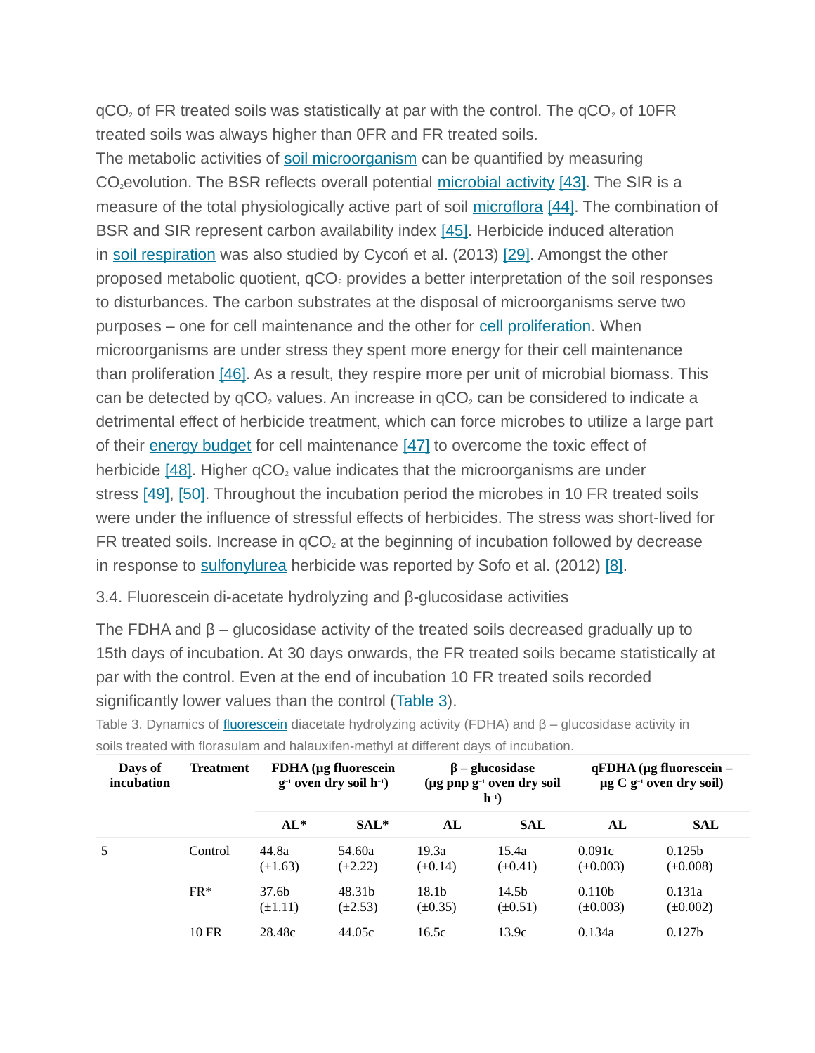$qCO_2$ of FR treated soils was statistically at par with the control. The $qCO_2$ of 10FR treated soils was always higher than 0FR and FR treated soils.

The metabolic activities of soil microorganism can be quantified by measuring $CO_2$evolution. The BSR reflects overall potential microbial activity [43]. The SIR is a measure of the total physiologically active part of soil microflora [44]. The combination of BSR and SIR represent carbon availability index [45]. Herbicide induced alteration in soil respiration was also studied by Cycoń et al. (2013) [29]. Amongst the other proposed metabolic quotient, $qCO_2$ provides a better interpretation of the soil responses to disturbances. The carbon substrates at the disposal of microorganisms serve two purposes – one for cell maintenance and the other for cell proliferation. When microorganisms are under stress they spent more energy for their cell maintenance than proliferation [46]. As a result, they respire more per unit of microbial biomass. This can be detected by $qCO_2$ values. An increase in $qCO_2$ can be considered to indicate a detrimental effect of herbicide treatment, which can force microbes to utilize a large part of their energy budget for cell maintenance [47] to overcome the toxic effect of herbicide [48]. Higher $qCO_2$ value indicates that the microorganisms are under stress [49], [50]. Throughout the incubation period the microbes in 10 FR treated soils were under the influence of stressful effects of herbicides. The stress was short-lived for FR treated soils. Increase in $qCO_2$ at the beginning of incubation followed by decrease in response to sulfonylurea herbicide was reported by Sofo et al. (2012) [8].

### 3.4. Fluorescein di-acetate hydrolyzing and β-glucosidase activities

The FDHA and β – glucosidase activity of the treated soils decreased gradually up to 15th days of incubation. At 30 days onwards, the FR treated soils became statistically at par with the control. Even at the end of incubation 10 FR treated soils recorded significantly lower values than the control (Table 3).

Table 3. Dynamics of fluorescein diacetate hydrolyzing activity (FDHA) and β – glucosidase activity in soils treated with florasulam and halauxifen-methyl at different days of incubation.

| Days of incubation | Treatment | FDHA (μg fluorescein $g^{-1}$ oven dry soil $h^{-1}$) | | β – glucosidase (μg pnp $g^{-1}$ oven dry soil $h^{-1}$) | | qFDHA (μg fluorescein – μg C $g^{-1}$ oven dry soil) | |
|---|---|---|---|---|---|---|---|
| | | AL* | SAL* | AL | SAL | AL | SAL |
| 5 | Control | 44.8a (±1.63) | 54.60a (±2.22) | 19.3a (±0.14) | 15.4a (±0.41) | 0.091c (±0.003) | 0.125b (±0.008) |
| | FR* | 37.6b (±1.11) | 48.31b (±2.53) | 18.1b (±0.35) | 14.5b (±0.51) | 0.110b (±0.003) | 0.131a (±0.002) |
| | 10 FR | 28.48c | 44.05c | 16.5c | 13.9c | 0.134a | 0.127b |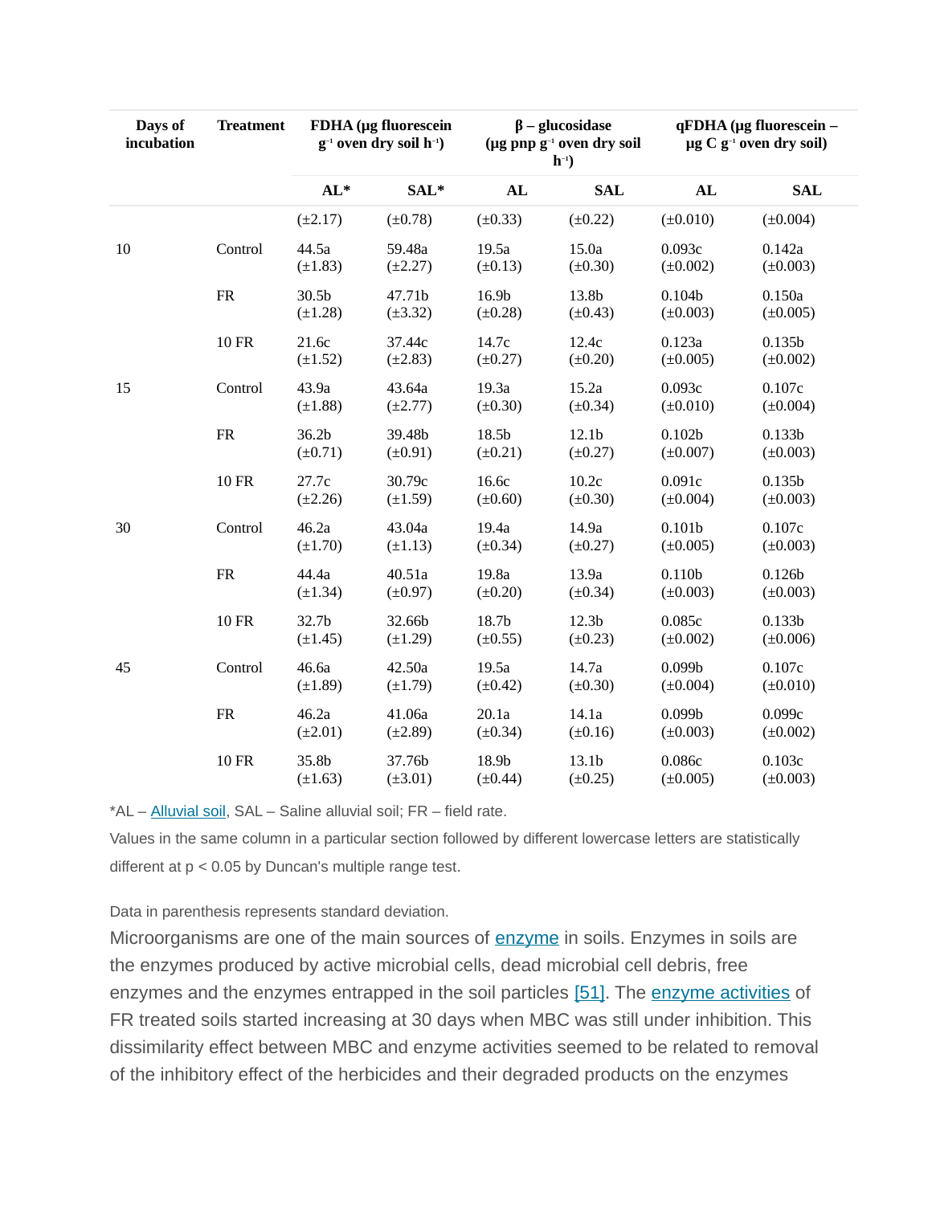| Days of incubation | Treatment | FDHA (μg fluorescein $g^{-1}$ oven dry soil $h^{-1}$) | | β – glucosidase (μg pnp $g^{-1}$ oven dry soil $h^{-1}$) | | qFDHA (μg fluorescein – μg C $g^{-1}$ oven dry soil) | |
|---|---|---|---|---|---|---|---|
| | | AL* | SAL* | AL | SAL | AL | SAL |
| | | (±2.17) | (±0.78) | (±0.33) | (±0.22) | (±0.010) | (±0.004) |
| 10 | Control | 44.5a (±1.83) | 59.48a (±2.27) | 19.5a (±0.13) | 15.0a (±0.30) | 0.093c (±0.002) | 0.142a (±0.003) |
| | FR | 30.5b (±1.28) | 47.71b (±3.32) | 16.9b (±0.28) | 13.8b (±0.43) | 0.104b (±0.003) | 0.150a (±0.005) |
| | 10 FR | 21.6c (±1.52) | 37.44c (±2.83) | 14.7c (±0.27) | 12.4c (±0.20) | 0.123a (±0.005) | 0.135b (±0.002) |
| 15 | Control | 43.9a (±1.88) | 43.64a (±2.77) | 19.3a (±0.30) | 15.2a (±0.34) | 0.093c (±0.010) | 0.107c (±0.004) |
| | FR | 36.2b (±0.71) | 39.48b (±0.91) | 18.5b (±0.21) | 12.1b (±0.27) | 0.102b (±0.007) | 0.133b (±0.003) |
| | 10 FR | 27.7c (±2.26) | 30.79c (±1.59) | 16.6c (±0.60) | 10.2c (±0.30) | 0.091c (±0.004) | 0.135b (±0.003) |
| 30 | Control | 46.2a (±1.70) | 43.04a (±1.13) | 19.4a (±0.34) | 14.9a (±0.27) | 0.101b (±0.005) | 0.107c (±0.003) |
| | FR | 44.4a (±1.34) | 40.51a (±0.97) | 19.8a (±0.20) | 13.9a (±0.34) | 0.110b (±0.003) | 0.126b (±0.003) |
| | 10 FR | 32.7b (±1.45) | 32.66b (±1.29) | 18.7b (±0.55) | 12.3b (±0.23) | 0.085c (±0.002) | 0.133b (±0.006) |
| 45 | Control | 46.6a (±1.89) | 42.50a (±1.79) | 19.5a (±0.42) | 14.7a (±0.30) | 0.099b (±0.004) | 0.107c (±0.010) |
| | FR | 46.2a (±2.01) | 41.06a (±2.89) | 20.1a (±0.34) | 14.1a (±0.16) | 0.099b (±0.003) | 0.099c (±0.002) |
| | 10 FR | 35.8b (±1.63) | 37.76b (±3.01) | 18.9b (±0.44) | 13.1b (±0.25) | 0.086c (±0.005) | 0.103c (±0.003) |

*AL – Alluvial soil, SAL – Saline alluvial soil; FR – field rate.

Values in the same column in a particular section followed by different lowercase letters are statistically different at $p < 0.05$ by Duncan's multiple range test.

Data in parenthesis represents standard deviation.

Microorganisms are one of the main sources of enzyme in soils. Enzymes in soils are the enzymes produced by active microbial cells, dead microbial cell debris, free enzymes and the enzymes entrapped in the soil particles [51]. The enzyme activities of FR treated soils started increasing at 30 days when MBC was still under inhibition. This dissimilarity effect between MBC and enzyme activities seemed to be related to removal of the inhibitory effect of the herbicides and their degraded products on the enzymes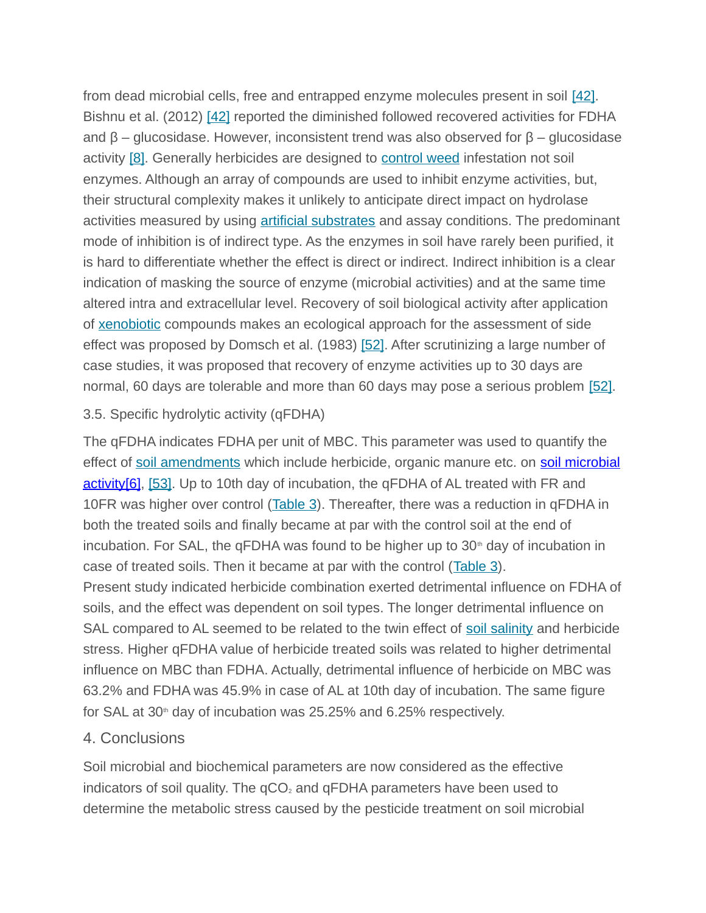from dead microbial cells, free and entrapped enzyme molecules present in soil [42]. Bishnu et al. (2012) [42] reported the diminished followed recovered activities for FDHA and β – glucosidase. However, inconsistent trend was also observed for β – glucosidase activity [8]. Generally herbicides are designed to control weed infestation not soil enzymes. Although an array of compounds are used to inhibit enzyme activities, but, their structural complexity makes it unlikely to anticipate direct impact on hydrolase activities measured by using artificial substrates and assay conditions. The predominant mode of inhibition is of indirect type. As the enzymes in soil have rarely been purified, it is hard to differentiate whether the effect is direct or indirect. Indirect inhibition is a clear indication of masking the source of enzyme (microbial activities) and at the same time altered intra and extracellular level. Recovery of soil biological activity after application of xenobiotic compounds makes an ecological approach for the assessment of side effect was proposed by Domsch et al. (1983) [52]. After scrutinizing a large number of case studies, it was proposed that recovery of enzyme activities up to 30 days are normal, 60 days are tolerable and more than 60 days may pose a serious problem [52].

### 3.5. Specific hydrolytic activity (qFDHA)

The qFDHA indicates FDHA per unit of MBC. This parameter was used to quantify the effect of soil amendments which include herbicide, organic manure etc. on soil microbial activity[6], [53]. Up to 10th day of incubation, the qFDHA of AL treated with FR and 10FR was higher over control (Table 3). Thereafter, there was a reduction in qFDHA in both the treated soils and finally became at par with the control soil at the end of incubation. For SAL, the qFDHA was found to be higher up to 30$^{th}$ day of incubation in case of treated soils. Then it became at par with the control (Table 3).

Present study indicated herbicide combination exerted detrimental influence on FDHA of soils, and the effect was dependent on soil types. The longer detrimental influence on SAL compared to AL seemed to be related to the twin effect of soil salinity and herbicide stress. Higher qFDHA value of herbicide treated soils was related to higher detrimental influence on MBC than FDHA. Actually, detrimental influence of herbicide on MBC was 63.2% and FDHA was 45.9% in case of AL at 10th day of incubation. The same figure for SAL at 30$^{th}$ day of incubation was 25.25% and 6.25% respectively.

## 4. Conclusions

Soil microbial and biochemical parameters are now considered as the effective indicators of soil quality. The $qCO_2$ and qFDHA parameters have been used to determine the metabolic stress caused by the pesticide treatment on soil microbial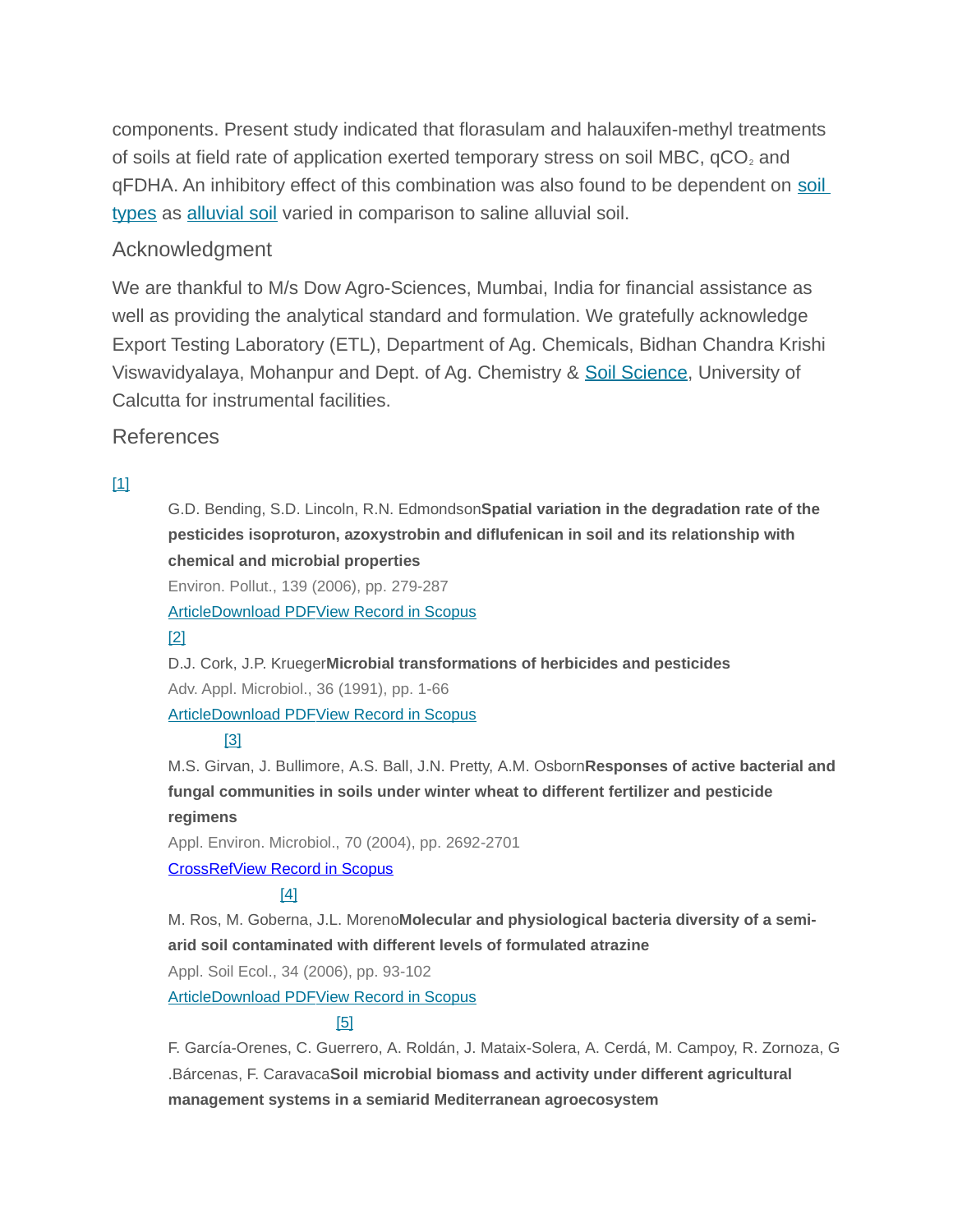components. Present study indicated that florasulam and halauxifen-methyl treatments of soils at field rate of application exerted temporary stress on soil MBC, $qCO_2$ and qFDHA. An inhibitory effect of this combination was also found to be dependent on soil types as alluvial soil varied in comparison to saline alluvial soil.

## Acknowledgment

We are thankful to M/s Dow Agro-Sciences, Mumbai, India for financial assistance as well as providing the analytical standard and formulation. We gratefully acknowledge Export Testing Laboratory (ETL), Department of Ag. Chemicals, Bidhan Chandra Krishi Viswavidyalaya, Mohanpur and Dept. of Ag. Chemistry & Soil Science, University of Calcutta for instrumental facilities.

## References

[1]
G.D. Bending, S.D. Lincoln, R.N. Edmondson **Spatial variation in the degradation rate of the pesticides isoproturon, azoxystrobin and diflufenican in soil and its relationship with chemical and microbial properties**
Environ. Pollut., 139 (2006), pp. 279-287
Article Download PDF View Record in Scopus

[2]
D.J. Cork, J.P. Krueger **Microbial transformations of herbicides and pesticides**
Adv. Appl. Microbiol., 36 (1991), pp. 1-66
Article Download PDF View Record in Scopus

[3]
M.S. Girvan, J. Bullimore, A.S. Ball, J.N. Pretty, A.M. Osborn **Responses of active bacterial and fungal communities in soils under winter wheat to different fertilizer and pesticide regimens**
Appl. Environ. Microbiol., 70 (2004), pp. 2692-2701
CrossRef View Record in Scopus

[4]
M. Ros, M. Goberna, J.L. Moreno **Molecular and physiological bacteria diversity of a semi-arid soil contaminated with different levels of formulated atrazine**
Appl. Soil Ecol., 34 (2006), pp. 93-102
Article Download PDF View Record in Scopus

[5]
F. García-Orenes, C. Guerrero, A. Roldán, J. Mataix-Solera, A. Cerdá, M. Campoy, R. Zornoza, G .Bárcenas, F. Caravaca **Soil microbial biomass and activity under different agricultural management systems in a semiarid Mediterranean agroecosystem**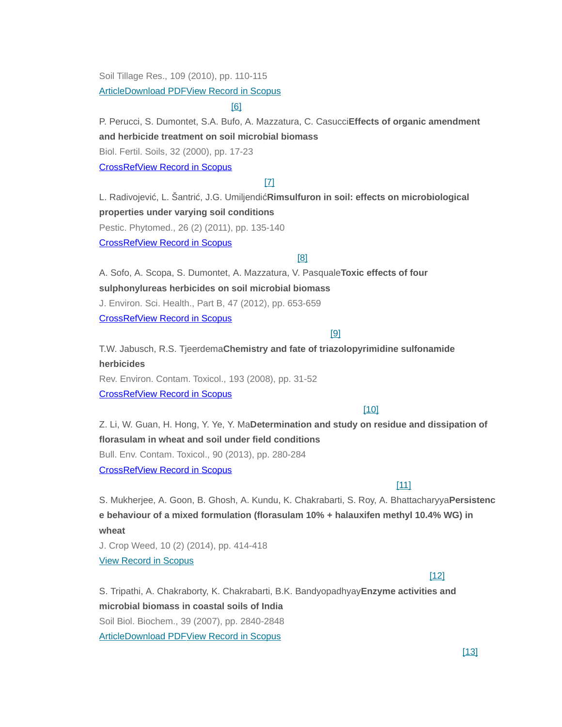Soil Tillage Res., 109 (2010), pp. 110-115

ArticleDownload PDFView Record in Scopus

[6]

P. Perucci, S. Dumontet, S.A. Bufo, A. Mazzatura, C. Casucci**Effects of organic amendment and herbicide treatment on soil microbial biomass**

Biol. Fertil. Soils, 32 (2000), pp. 17-23

CrossRefView Record in Scopus

[7]

L. Radivojević, L. Šantrić, J.G. Umiljendić**Rimsulfuron in soil: effects on microbiological properties under varying soil conditions**

Pestic. Phytomed., 26 (2) (2011), pp. 135-140

CrossRefView Record in Scopus

[8]

A. Sofo, A. Scopa, S. Dumontet, A. Mazzatura, V. Pasquale**Toxic effects of four sulphonylureas herbicides on soil microbial biomass**

J. Environ. Sci. Health., Part B, 47 (2012), pp. 653-659

CrossRefView Record in Scopus

[9]

T.W. Jabusch, R.S. Tjeerdema**Chemistry and fate of triazolopyrimidine sulfonamide herbicides**

Rev. Environ. Contam. Toxicol., 193 (2008), pp. 31-52

CrossRefView Record in Scopus

[10]

Z. Li, W. Guan, H. Hong, Y. Ye, Y. Ma**Determination and study on residue and dissipation of florasulam in wheat and soil under field conditions**

Bull. Env. Contam. Toxicol., 90 (2013), pp. 280-284

CrossRefView Record in Scopus

[11]

S. Mukherjee, A. Goon, B. Ghosh, A. Kundu, K. Chakrabarti, S. Roy, A. Bhattacharyya**Persistence behaviour of a mixed formulation (florasulam 10% + halauxifen methyl 10.4% WG) in wheat**

J. Crop Weed, 10 (2) (2014), pp. 414-418

View Record in Scopus

[12]

S. Tripathi, A. Chakraborty, K. Chakrabarti, B.K. Bandyopadhyay**Enzyme activities and microbial biomass in coastal soils of India**

Soil Biol. Biochem., 39 (2007), pp. 2840-2848

ArticleDownload PDFView Record in Scopus

[13]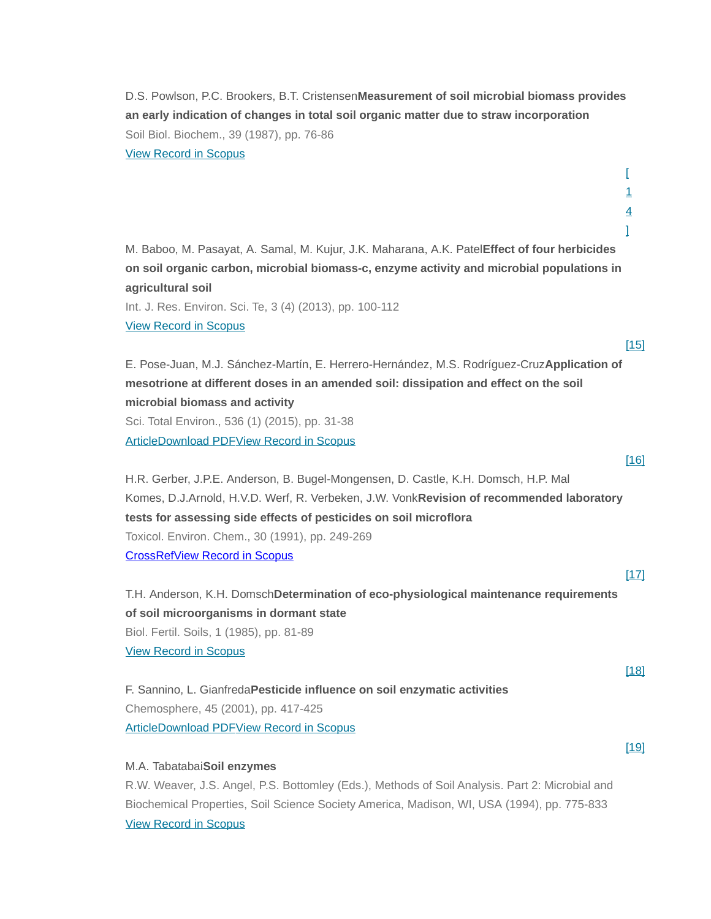D.S. Powlson, P.C. Brookers, B.T. Cristensen**Measurement of soil microbial biomass provides an early indication of changes in total soil organic matter due to straw incorporation**
Soil Biol. Biochem., 39 (1987), pp. 76-86
View Record in Scopus

[14]

M. Baboo, M. Pasayat, A. Samal, M. Kujur, J.K. Maharana, A.K. Patel**Effect of four herbicides on soil organic carbon, microbial biomass-c, enzyme activity and microbial populations in agricultural soil**
Int. J. Res. Environ. Sci. Te, 3 (4) (2013), pp. 100-112
View Record in Scopus

[15]

E. Pose-Juan, M.J. Sánchez-Martín, E. Herrero-Hernández, M.S. Rodríguez-Cruz**Application of mesotrione at different doses in an amended soil: dissipation and effect on the soil microbial biomass and activity**
Sci. Total Environ., 536 (1) (2015), pp. 31-38
ArticleDownload PDFView Record in Scopus

[16]

H.R. Gerber, J.P.E. Anderson, B. Bugel-Mongensen, D. Castle, K.H. Domsch, H.P. Mal Komes, D.J.Arnold, H.V.D. Werf, R. Verbeken, J.W. Vonk**Revision of recommended laboratory tests for assessing side effects of pesticides on soil microflora**
Toxicol. Environ. Chem., 30 (1991), pp. 249-269
CrossRefView Record in Scopus

[17]

T.H. Anderson, K.H. Domsch**Determination of eco-physiological maintenance requirements of soil microorganisms in dormant state**
Biol. Fertil. Soils, 1 (1985), pp. 81-89
View Record in Scopus

[18]

F. Sannino, L. Gianfreda**Pesticide influence on soil enzymatic activities**
Chemosphere, 45 (2001), pp. 417-425
ArticleDownload PDFView Record in Scopus

[19]

M.A. Tabatabai**Soil enzymes**
R.W. Weaver, J.S. Angel, P.S. Bottomley (Eds.), Methods of Soil Analysis. Part 2: Microbial and Biochemical Properties, Soil Science Society America, Madison, WI, USA (1994), pp. 775-833
View Record in Scopus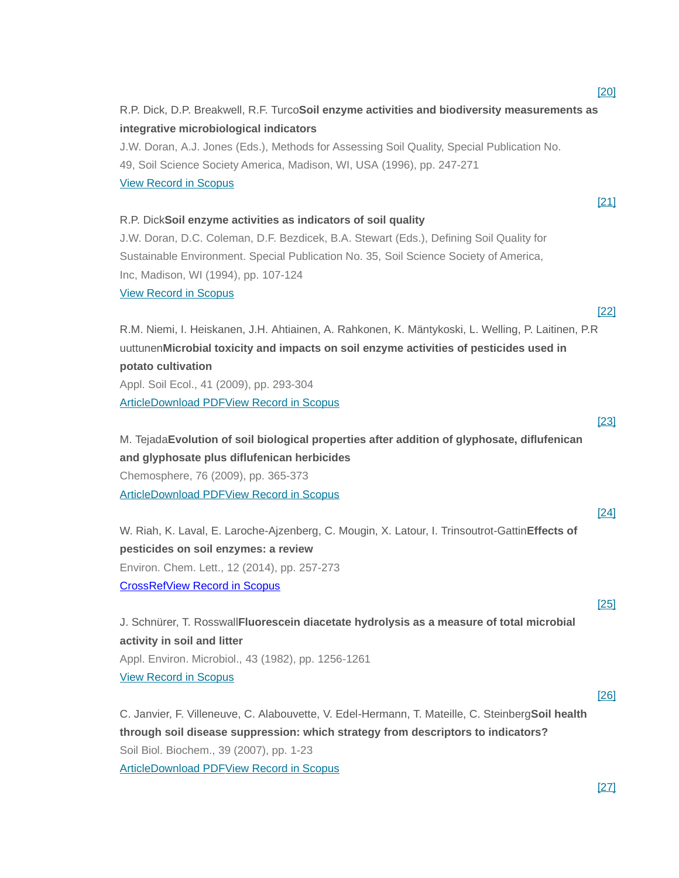[20]

R.P. Dick, D.P. Breakwell, R.F. Turco**Soil enzyme activities and biodiversity measurements as integrative microbiological indicators**

J.W. Doran, A.J. Jones (Eds.), Methods for Assessing Soil Quality, Special Publication No. 49, Soil Science Society America, Madison, WI, USA (1996), pp. 247-271

View Record in Scopus

[21]

R.P. Dick**Soil enzyme activities as indicators of soil quality**

J.W. Doran, D.C. Coleman, D.F. Bezdicek, B.A. Stewart (Eds.), Defining Soil Quality for Sustainable Environment. Special Publication No. 35, Soil Science Society of America, Inc, Madison, WI (1994), pp. 107-124

View Record in Scopus

[22]

R.M. Niemi, I. Heiskanen, J.H. Ahtiainen, A. Rahkonen, K. Mäntykoski, L. Welling, P. Laitinen, P.Ruuttunen**Microbial toxicity and impacts on soil enzyme activities of pesticides used in potato cultivation**

Appl. Soil Ecol., 41 (2009), pp. 293-304

ArticleDownload PDFView Record in Scopus

[23]

M. Tejada**Evolution of soil biological properties after addition of glyphosate, diflufenican and glyphosate plus diflufenican herbicides**

Chemosphere, 76 (2009), pp. 365-373

ArticleDownload PDFView Record in Scopus

[24]

W. Riah, K. Laval, E. Laroche-Ajzenberg, C. Mougin, X. Latour, I. Trinsoutrot-Gattin**Effects of pesticides on soil enzymes: a review**

Environ. Chem. Lett., 12 (2014), pp. 257-273

CrossRefView Record in Scopus

[25]

J. Schnürer, T. Rosswall**Fluorescein diacetate hydrolysis as a measure of total microbial activity in soil and litter**

Appl. Environ. Microbiol., 43 (1982), pp. 1256-1261

View Record in Scopus

[26]

C. Janvier, F. Villeneuve, C. Alabouvette, V. Edel-Hermann, T. Mateille, C. Steinberg**Soil health through soil disease suppression: which strategy from descriptors to indicators?**

Soil Biol. Biochem., 39 (2007), pp. 1-23

ArticleDownload PDFView Record in Scopus

[27]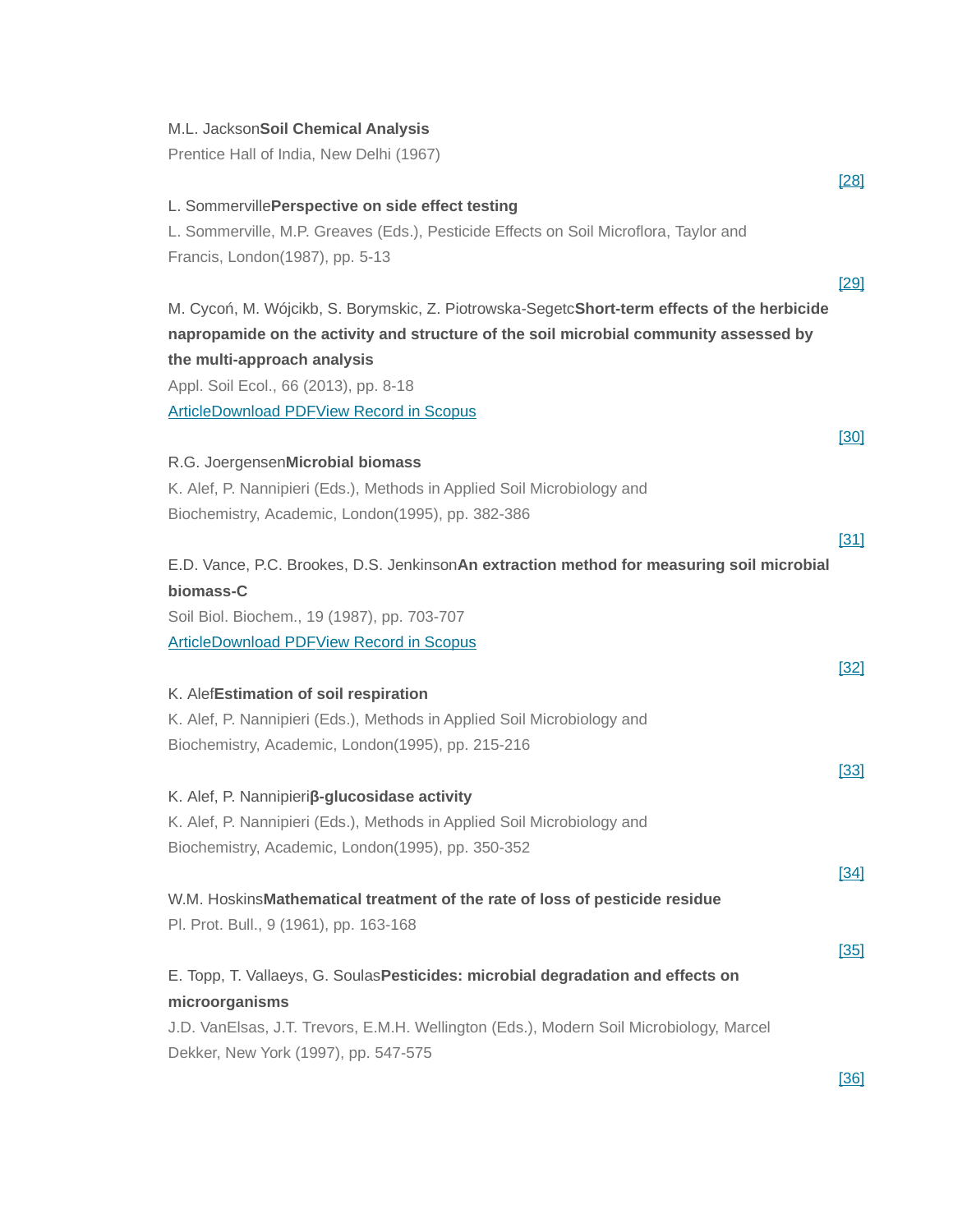M.L. Jackson**Soil Chemical Analysis**

Prentice Hall of India, New Delhi (1967)

[28]

L. Sommerville**Perspective on side effect testing**

L. Sommerville, M.P. Greaves (Eds.), Pesticide Effects on Soil Microflora, Taylor and Francis, London(1987), pp. 5-13

[29]

M. Cycoń, M. Wójcikb, S. Borymskic, Z. Piotrowska-Segetc**Short-term effects of the herbicide napropamide on the activity and structure of the soil microbial community assessed by the multi-approach analysis**

Appl. Soil Ecol., 66 (2013), pp. 8-18

ArticleDownload PDFView Record in Scopus

[30]

R.G. Joergensen**Microbial biomass**

K. Alef, P. Nannipieri (Eds.), Methods in Applied Soil Microbiology and Biochemistry, Academic, London(1995), pp. 382-386

[31]

E.D. Vance, P.C. Brookes, D.S. Jenkinson**An extraction method for measuring soil microbial biomass-C**

Soil Biol. Biochem., 19 (1987), pp. 703-707

ArticleDownload PDFView Record in Scopus

[32]

K. Alef**Estimation of soil respiration**

K. Alef, P. Nannipieri (Eds.), Methods in Applied Soil Microbiology and Biochemistry, Academic, London(1995), pp. 215-216

[33]

K. Alef, P. Nannipieri**β-glucosidase activity**

K. Alef, P. Nannipieri (Eds.), Methods in Applied Soil Microbiology and Biochemistry, Academic, London(1995), pp. 350-352

[34]

W.M. Hoskins**Mathematical treatment of the rate of loss of pesticide residue**

Pl. Prot. Bull., 9 (1961), pp. 163-168

[35]

E. Topp, T. Vallaeys, G. Soulas**Pesticides: microbial degradation and effects on microorganisms**

J.D. VanElsas, J.T. Trevors, E.M.H. Wellington (Eds.), Modern Soil Microbiology, Marcel Dekker, New York (1997), pp. 547-575

[36]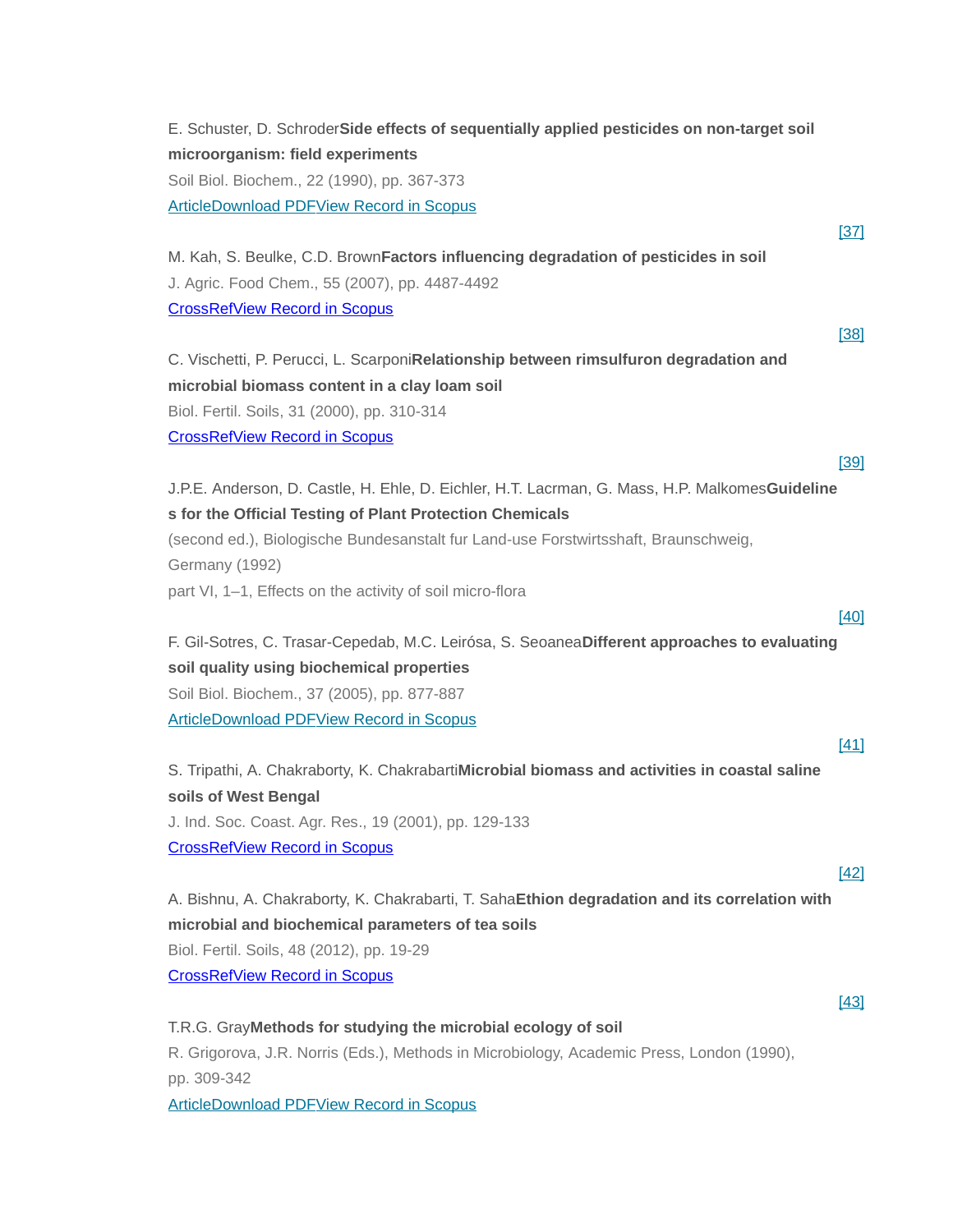E. Schuster, D. Schroder**Side effects of sequentially applied pesticides on non-target soil microorganism: field experiments**

Soil Biol. Biochem., 22 (1990), pp. 367-373

ArticleDownload PDFView Record in Scopus

[37]

M. Kah, S. Beulke, C.D. Brown**Factors influencing degradation of pesticides in soil**

J. Agric. Food Chem., 55 (2007), pp. 4487-4492

CrossRefView Record in Scopus

[38]

C. Vischetti, P. Perucci, L. Scarponi**Relationship between rimsulfuron degradation and microbial biomass content in a clay loam soil**

Biol. Fertil. Soils, 31 (2000), pp. 310-314

CrossRefView Record in Scopus

[39]

J.P.E. Anderson, D. Castle, H. Ehle, D. Eichler, H.T. Lacrman, G. Mass, H.P. Malkomes**Guidelines for the Official Testing of Plant Protection Chemicals**

(second ed.), Biologische Bundesanstalt fur Land-use Forstwirtsshaft, Braunschweig, Germany (1992)

part VI, 1–1, Effects on the activity of soil micro-flora

[40]

F. Gil-Sotres, C. Trasar-Cepedab, M.C. Leirósa, S. Seoanea**Different approaches to evaluating soil quality using biochemical properties**

Soil Biol. Biochem., 37 (2005), pp. 877-887

ArticleDownload PDFView Record in Scopus

[41]

S. Tripathi, A. Chakraborty, K. Chakrabarti**Microbial biomass and activities in coastal saline soils of West Bengal**

J. Ind. Soc. Coast. Agr. Res., 19 (2001), pp. 129-133

CrossRefView Record in Scopus

[42]

A. Bishnu, A. Chakraborty, K. Chakrabarti, T. Saha**Ethion degradation and its correlation with microbial and biochemical parameters of tea soils**

Biol. Fertil. Soils, 48 (2012), pp. 19-29

CrossRefView Record in Scopus

[43]

T.R.G. Gray**Methods for studying the microbial ecology of soil**

R. Grigorova, J.R. Norris (Eds.), Methods in Microbiology, Academic Press, London (1990), pp. 309-342

ArticleDownload PDFView Record in Scopus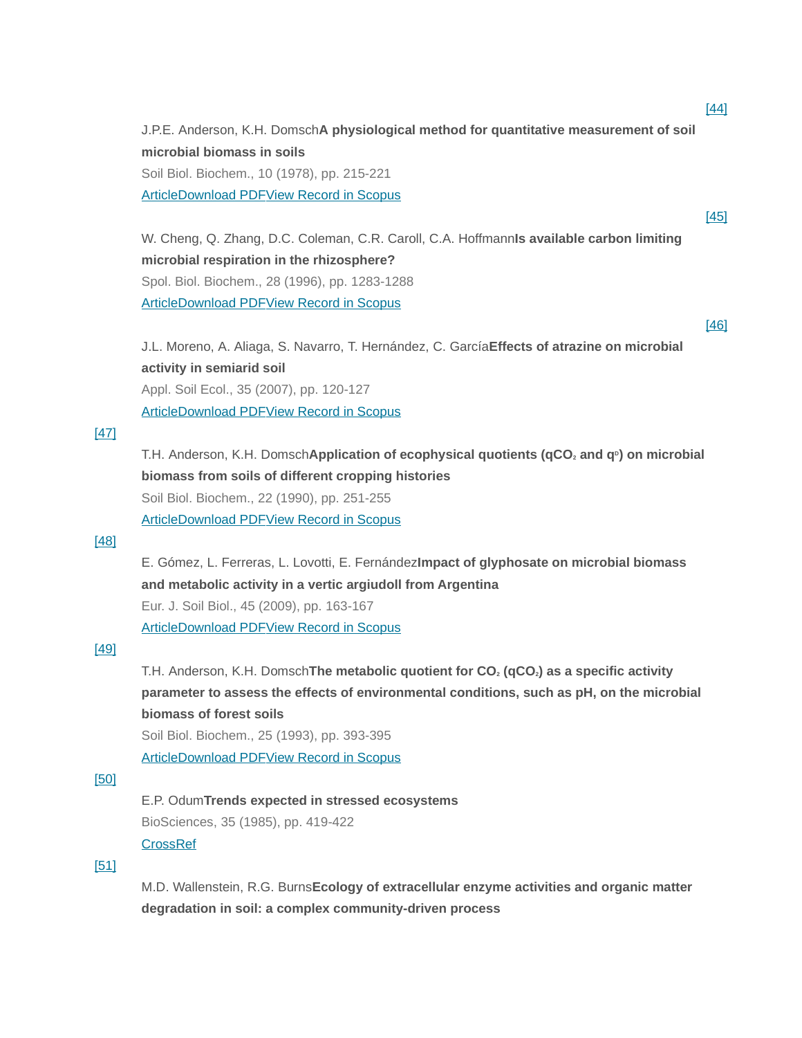[44]

J.P.E. Anderson, K.H. Domsch**A physiological method for quantitative measurement of soil microbial biomass in soils**

Soil Biol. Biochem., 10 (1978), pp. 215-221

ArticleDownload PDFView Record in Scopus

[45]

W. Cheng, Q. Zhang, D.C. Coleman, C.R. Caroll, C.A. Hoffmann**Is available carbon limiting microbial respiration in the rhizosphere?**

Spol. Biol. Biochem., 28 (1996), pp. 1283-1288

ArticleDownload PDFView Record in Scopus

[46]

J.L. Moreno, A. Aliaga, S. Navarro, T. Hernández, C. García**Effects of atrazine on microbial activity in semiarid soil**

Appl. Soil Ecol., 35 (2007), pp. 120-127

ArticleDownload PDFView Record in Scopus

[47]

T.H. Anderson, K.H. Domsch**Application of ecophysical quotients ($qCO_2$ and $q^D$) on microbial biomass from soils of different cropping histories**

Soil Biol. Biochem., 22 (1990), pp. 251-255

ArticleDownload PDFView Record in Scopus

[48]

E. Gómez, L. Ferreras, L. Lovotti, E. Fernández**Impact of glyphosate on microbial biomass and metabolic activity in a vertic argiudoll from Argentina**

Eur. J. Soil Biol., 45 (2009), pp. 163-167

ArticleDownload PDFView Record in Scopus

[49]

T.H. Anderson, K.H. Domsch**The metabolic quotient for $CO_2$ ($qCO_2$) as a specific activity parameter to assess the effects of environmental conditions, such as pH, on the microbial biomass of forest soils**

Soil Biol. Biochem., 25 (1993), pp. 393-395

ArticleDownload PDFView Record in Scopus

[50]

E.P. Odum**Trends expected in stressed ecosystems**

BioSciences, 35 (1985), pp. 419-422

CrossRef

[51]

M.D. Wallenstein, R.G. Burns**Ecology of extracellular enzyme activities and organic matter degradation in soil: a complex community-driven process**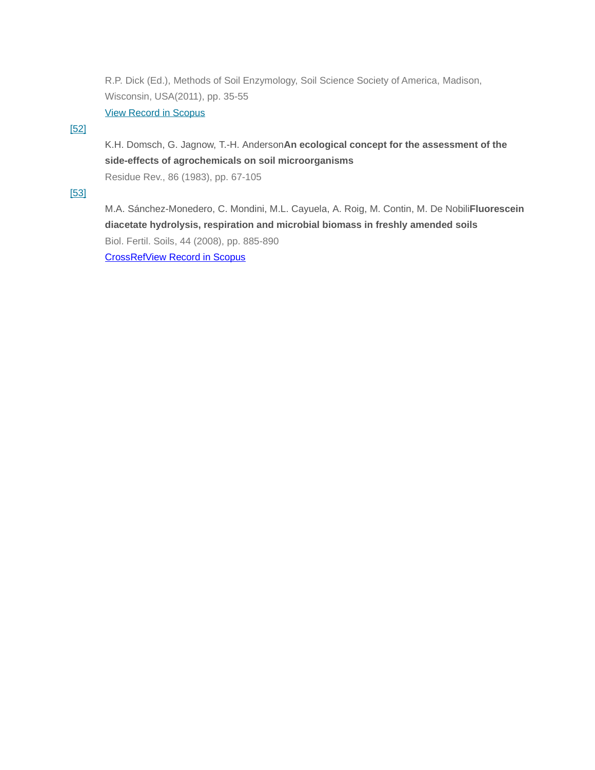R.P. Dick (Ed.), Methods of Soil Enzymology, Soil Science Society of America, Madison, Wisconsin, USA(2011), pp. 35-55

View Record in Scopus

[52]

K.H. Domsch, G. Jagnow, T.-H. Anderson**An ecological concept for the assessment of the side-effects of agrochemicals on soil microorganisms**

Residue Rev., 86 (1983), pp. 67-105

[53]

M.A. Sánchez-Monedero, C. Mondini, M.L. Cayuela, A. Roig, M. Contin, M. De Nobili**Fluorescein diacetate hydrolysis, respiration and microbial biomass in freshly amended soils**

Biol. Fertil. Soils, 44 (2008), pp. 885-890

CrossRefView Record in Scopus